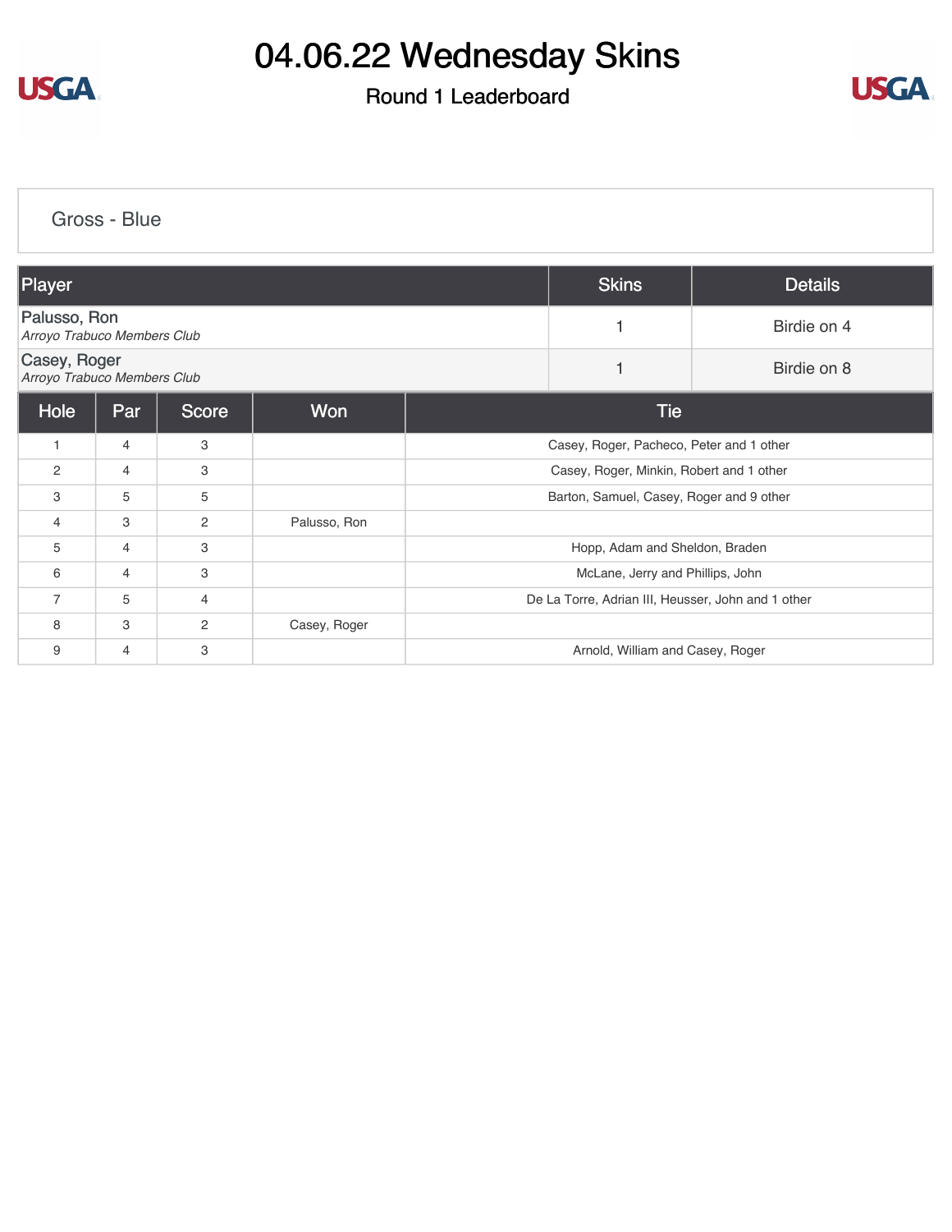# 04.06.22 Wednesday Skins

## Round 1 Leaderboard

### Gross - Blue

| Player | Skins | Details |
|---|---|---|
| Palusso, Ron<br>*Arroyo Trabuco Members Club* | 1 | Birdie on 4 |
| Casey, Roger<br>*Arroyo Trabuco Members Club* | 1 | Birdie on 8 |

| Hole | Par | Score | Won | Tie |
|---|---|---|---|---|
| 1 | 4 | 3 | | Casey, Roger, Pacheco, Peter and 1 other |
| 2 | 4 | 3 | | Casey, Roger, Minkin, Robert and 1 other |
| 3 | 5 | 5 | | Barton, Samuel, Casey, Roger and 9 other |
| 4 | 3 | 2 | Palusso, Ron | |
| 5 | 4 | 3 | | Hopp, Adam and Sheldon, Braden |
| 6 | 4 | 3 | | McLane, Jerry and Phillips, John |
| 7 | 5 | 4 | | De La Torre, Adrian III, Heusser, John and 1 other |
| 8 | 3 | 2 | Casey, Roger | |
| 9 | 4 | 3 | | Arnold, William and Casey, Roger |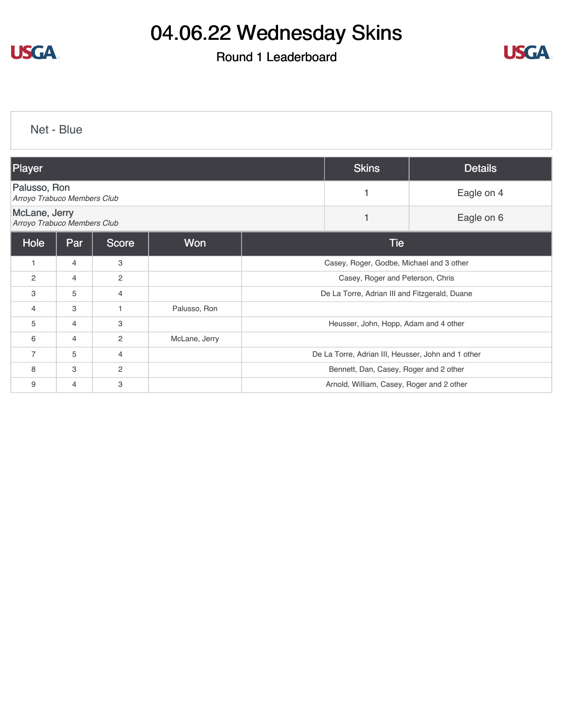# 04.06.22 Wednesday Skins

## Round 1 Leaderboard

### Net - Blue

| Player | Skins | Details |
|---|---|---|
| Palusso, Ron<br>*Arroyo Trabuco Members Club* | 1 | Eagle on 4 |
| McLane, Jerry<br>*Arroyo Trabuco Members Club* | 1 | Eagle on 6 |

| Hole | Par | Score | Won | Tie |
|---|---|---|---|---|
| 1 | 4 | 3 | | Casey, Roger, Godbe, Michael and 3 other |
| 2 | 4 | 2 | | Casey, Roger and Peterson, Chris |
| 3 | 5 | 4 | | De La Torre, Adrian III and Fitzgerald, Duane |
| 4 | 3 | 1 | Palusso, Ron | |
| 5 | 4 | 3 | | Heusser, John, Hopp, Adam and 4 other |
| 6 | 4 | 2 | McLane, Jerry | |
| 7 | 5 | 4 | | De La Torre, Adrian III, Heusser, John and 1 other |
| 8 | 3 | 2 | | Bennett, Dan, Casey, Roger and 2 other |
| 9 | 4 | 3 | | Arnold, William, Casey, Roger and 2 other |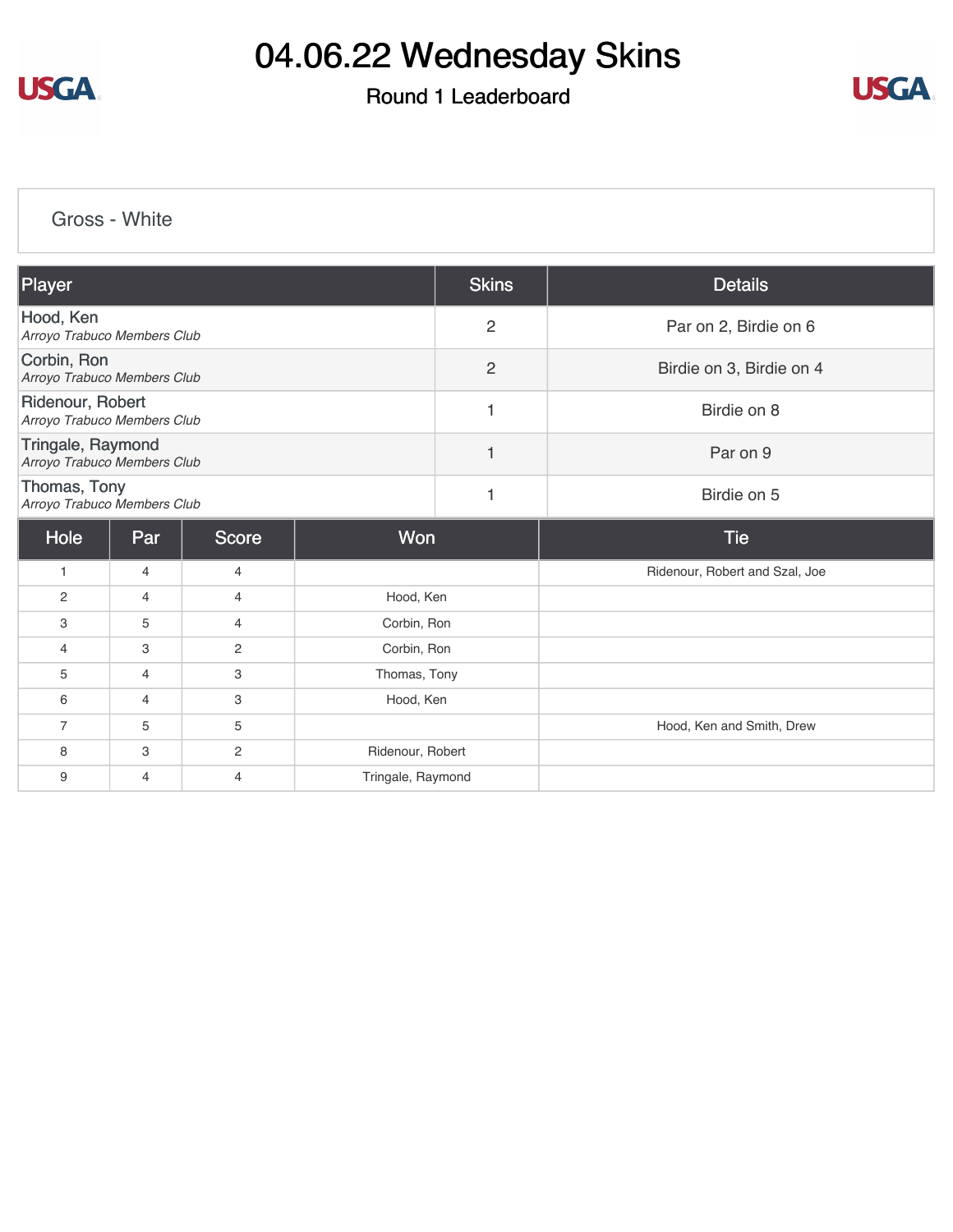# 04.06.22 Wednesday Skins

## Round 1 Leaderboard

### Gross - White

| Player | Skins | Details |
|---|---|---|
| Hood, Ken<br>*Arroyo Trabuco Members Club* | 2 | Par on 2, Birdie on 6 |
| Corbin, Ron<br>*Arroyo Trabuco Members Club* | 2 | Birdie on 3, Birdie on 4 |
| Ridenour, Robert<br>*Arroyo Trabuco Members Club* | 1 | Birdie on 8 |
| Tringale, Raymond<br>*Arroyo Trabuco Members Club* | 1 | Par on 9 |
| Thomas, Tony<br>*Arroyo Trabuco Members Club* | 1 | Birdie on 5 |

| Hole | Par | Score | Won | Tie |
|---|---|---|---|---|
| 1 | 4 | 4 | | Ridenour, Robert and Szal, Joe |
| 2 | 4 | 4 | Hood, Ken | |
| 3 | 5 | 4 | Corbin, Ron | |
| 4 | 3 | 2 | Corbin, Ron | |
| 5 | 4 | 3 | Thomas, Tony | |
| 6 | 4 | 3 | Hood, Ken | |
| 7 | 5 | 5 | | Hood, Ken and Smith, Drew |
| 8 | 3 | 2 | Ridenour, Robert | |
| 9 | 4 | 4 | Tringale, Raymond | |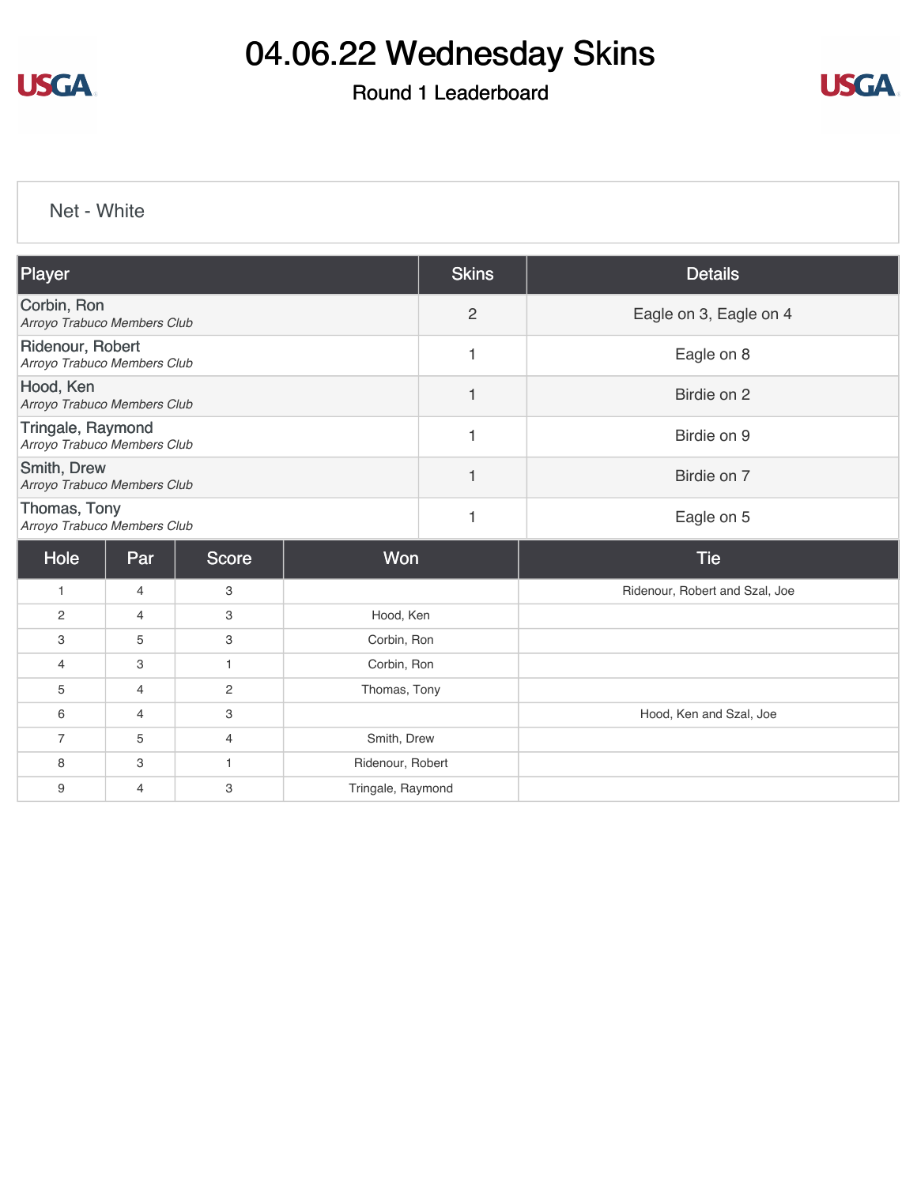# 04.06.22 Wednesday Skins

## Round 1 Leaderboard

### Net - White

| Player | Skins | Details |
|---|---|---|
| Corbin, Ron<br>*Arroyo Trabuco Members Club* | 2 | Eagle on 3, Eagle on 4 |
| Ridenour, Robert<br>*Arroyo Trabuco Members Club* | 1 | Eagle on 8 |
| Hood, Ken<br>*Arroyo Trabuco Members Club* | 1 | Birdie on 2 |
| Tringale, Raymond<br>*Arroyo Trabuco Members Club* | 1 | Birdie on 9 |
| Smith, Drew<br>*Arroyo Trabuco Members Club* | 1 | Birdie on 7 |
| Thomas, Tony<br>*Arroyo Trabuco Members Club* | 1 | Eagle on 5 |

| Hole | Par | Score | Won | Tie |
|---|---|---|---|---|
| 1 | 4 | 3 | | Ridenour, Robert and Szal, Joe |
| 2 | 4 | 3 | Hood, Ken | |
| 3 | 5 | 3 | Corbin, Ron | |
| 4 | 3 | 1 | Corbin, Ron | |
| 5 | 4 | 2 | Thomas, Tony | |
| 6 | 4 | 3 | | Hood, Ken and Szal, Joe |
| 7 | 5 | 4 | Smith, Drew | |
| 8 | 3 | 1 | Ridenour, Robert | |
| 9 | 4 | 3 | Tringale, Raymond | |